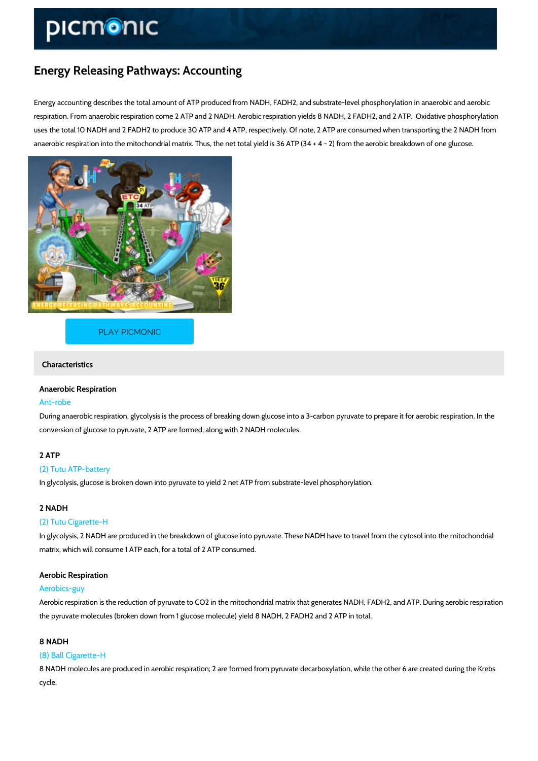# Energy Releasing Pathways: Accounting

Energy accounting describes the total amount of ATP produced from NADH, FADH2, and substrate-level phosphorylation in anaerobic and aerobic respiration. From anaerobic respiration come 2 ATP and 2 NADH. Aerobic respiration yields 8 NADH, 2 FADH2, and 2 ATP. Oxidative phosphorylation uses the total 10 NADH and 2 FADH2 to produce 30 ATP and 4 ATP, respectively. Of note, 2 ATP are consumed when transporting the 2 NADH from anaerobic respiration into the mitochondrial matrix. Thus, the net total yield is 36 ATP (34 + 4 - 2) from the aerobic breakdown of one glucose.

PLAY PICMONIC

## Characteristics

### Anaerobic Respiration

Ant-robe

During anaerobic respiration, glycolysis is the process of breaking down glucose into a 3-carbon pyruvate to prepare it for aerobic respiration. In the conversion of glucose to pyruvate, 2 ATP are formed, along with 2 NADH molecules.

### 2 ATP

(2) Tutu ATP-battery

In glycolysis, glucose is broken down into pyruvate to yield 2 net ATP from substrate-level phosphorylation.

### 2 NADH

(2) Tutu Cigarette-H

In glycolysis, 2 NADH are produced in the breakdown of glucose into pyruvate. These NADH have to travel from the cytosol into the mitochondrial matrix, which will consume 1 ATP each, for a total of 2 ATP consumed.

### Aerobic Respiration

Aerobics-guy

Aerobic respiration is the reduction of pyruvate to $CO_2$ in the mitochondrial matrix that generates NADH, FADH2, and ATP. During aerobic respiration the pyruvate molecules (broken down from 1 glucose molecule) yield 8 NADH, 2 FADH2 and 2 ATP in total.

### 8 NADH

(8) Ball Cigarette-H

8 NADH molecules are produced in aerobic respiration; 2 are formed from pyruvate decarboxylation, while the other 6 are created during the Krebs cycle.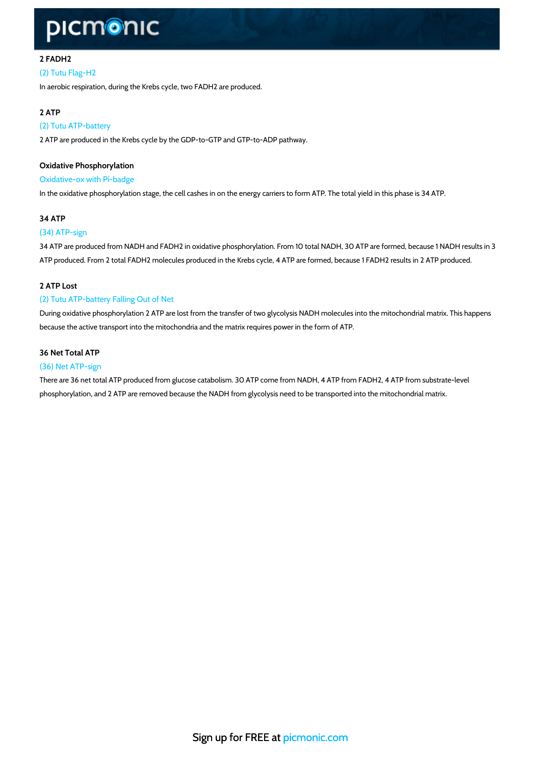**2 FADH2**

(2) Tutu Flag-H2

In aerobic respiration, during the Krebs cycle, two FADH2 are produced.

**2 ATP**

(2) Tutu ATP-battery

2 ATP are produced in the Krebs cycle by the GDP-to-GTP and GTP-to-ADP pathway.

**Oxidative Phosphorylation**

Oxidative-ox with Pi-badge

In the oxidative phosphorylation stage, the cell cashes in on the energy carriers to form ATP. The total yield in this phase is 34 ATP.

**34 ATP**

(34) ATP-sign

34 ATP are produced from NADH and FADH2 in oxidative phosphorylation. From 10 total NADH, 30 ATP are formed, because 1 NADH results in 3 ATP produced. From 2 total FADH2 molecules produced in the Krebs cycle, 4 ATP are formed, because 1 FADH2 results in 2 ATP produced.

**2 ATP Lost**

(2) Tutu ATP-battery Falling Out of Net

During oxidative phosphorylation 2 ATP are lost from the transfer of two glycolysis NADH molecules into the mitochondrial matrix. This happens because the active transport into the mitochondria and the matrix requires power in the form of ATP.

**36 Net Total ATP**

(36) Net ATP-sign

There are 36 net total ATP produced from glucose catabolism. 30 ATP come from NADH, 4 ATP from FADH2, 4 ATP from substrate-level phosphorylation, and 2 ATP are removed because the NADH from glycolysis need to be transported into the mitochondrial matrix.